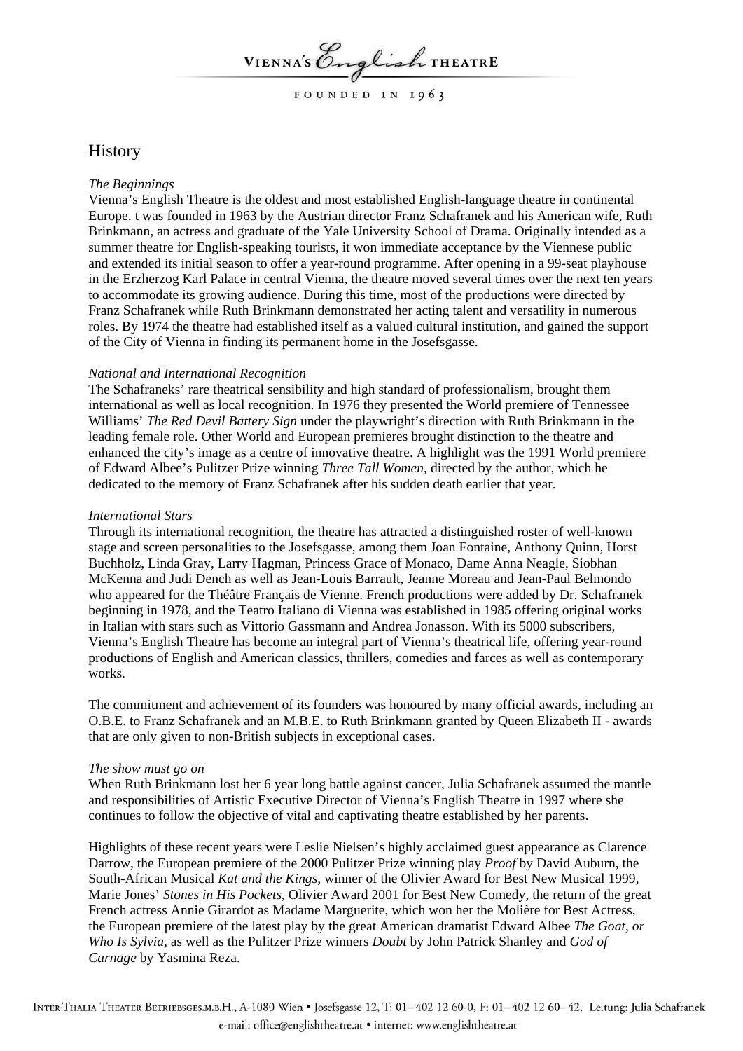VIENNA'S *English* THEATRE

FOUNDED IN 1963

# History

*The Beginnings*

Vienna's English Theatre is the oldest and most established English-language theatre in continental Europe. t was founded in 1963 by the Austrian director Franz Schafranek and his American wife, Ruth Brinkmann, an actress and graduate of the Yale University School of Drama. Originally intended as a summer theatre for English-speaking tourists, it won immediate acceptance by the Viennese public and extended its initial season to offer a year-round programme. After opening in a 99-seat playhouse in the Erzherzog Karl Palace in central Vienna, the theatre moved several times over the next ten years to accommodate its growing audience. During this time, most of the productions were directed by Franz Schafranek while Ruth Brinkmann demonstrated her acting talent and versatility in numerous roles. By 1974 the theatre had established itself as a valued cultural institution, and gained the support of the City of Vienna in finding its permanent home in the Josefsgasse.

*National and International Recognition*

The Schafraneks' rare theatrical sensibility and high standard of professionalism, brought them international as well as local recognition. In 1976 they presented the World premiere of Tennessee Williams' *The Red Devil Battery Sign* under the playwright's direction with Ruth Brinkmann in the leading female role. Other World and European premieres brought distinction to the theatre and enhanced the city's image as a centre of innovative theatre. A highlight was the 1991 World premiere of Edward Albee's Pulitzer Prize winning *Three Tall Women*, directed by the author, which he dedicated to the memory of Franz Schafranek after his sudden death earlier that year.

*International Stars*

Through its international recognition, the theatre has attracted a distinguished roster of well-known stage and screen personalities to the Josefsgasse, among them Joan Fontaine, Anthony Quinn, Horst Buchholz, Linda Gray, Larry Hagman, Princess Grace of Monaco, Dame Anna Neagle, Siobhan McKenna and Judi Dench as well as Jean-Louis Barrault, Jeanne Moreau and Jean-Paul Belmondo who appeared for the Théâtre Français de Vienne. French productions were added by Dr. Schafranek beginning in 1978, and the Teatro Italiano di Vienna was established in 1985 offering original works in Italian with stars such as Vittorio Gassmann and Andrea Jonasson. With its 5000 subscribers, Vienna's English Theatre has become an integral part of Vienna's theatrical life, offering year-round productions of English and American classics, thrillers, comedies and farces as well as contemporary works.

The commitment and achievement of its founders was honoured by many official awards, including an O.B.E. to Franz Schafranek and an M.B.E. to Ruth Brinkmann granted by Queen Elizabeth II - awards that are only given to non-British subjects in exceptional cases.

*The show must go on*

When Ruth Brinkmann lost her 6 year long battle against cancer, Julia Schafranek assumed the mantle and responsibilities of Artistic Executive Director of Vienna's English Theatre in 1997 where she continues to follow the objective of vital and captivating theatre established by her parents.

Highlights of these recent years were Leslie Nielsen's highly acclaimed guest appearance as Clarence Darrow, the European premiere of the 2000 Pulitzer Prize winning play *Proof* by David Auburn, the South-African Musical *Kat and the Kings*, winner of the Olivier Award for Best New Musical 1999, Marie Jones' *Stones in His Pockets*, Olivier Award 2001 for Best New Comedy, the return of the great French actress Annie Girardot as Madame Marguerite, which won her the Molière for Best Actress, the European premiere of the latest play by the great American dramatist Edward Albee *The Goat, or Who Is Sylvia*, as well as the Pulitzer Prize winners *Doubt* by John Patrick Shanley and *God of Carnage* by Yasmina Reza.

INTER-THALIA THEATER BETRIEBSGES.M.B.H., A-1080 Wien • Josefsgasse 12, T: 01– 402 12 60-0, F: 01– 402 12 60– 42, Leitung: Julia Schafranek
e-mail: office@englishtheatre.at • internet: www.englishtheatre.at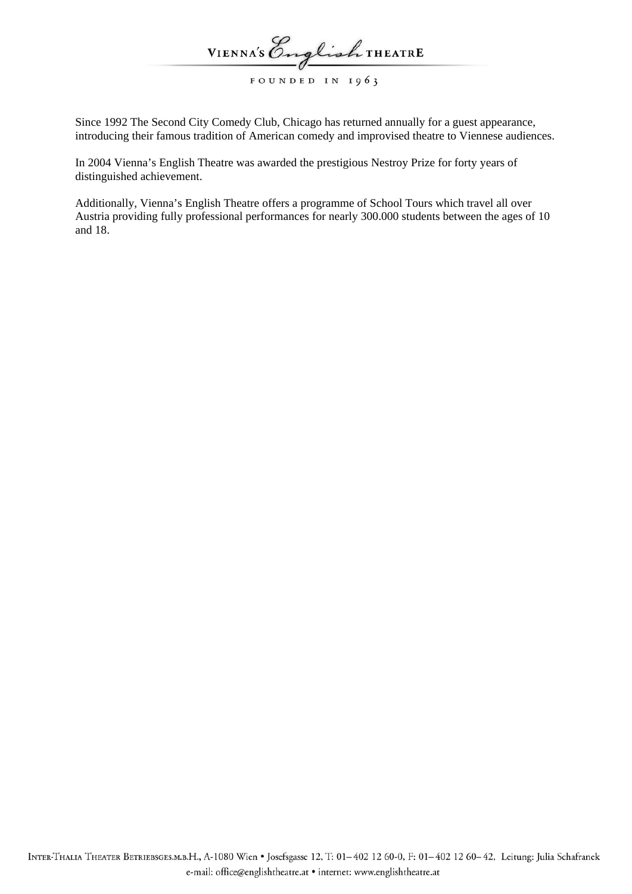Since 1992 The Second City Comedy Club, Chicago has returned annually for a guest appearance, introducing their famous tradition of American comedy and improvised theatre to Viennese audiences.

In 2004 Vienna's English Theatre was awarded the prestigious Nestroy Prize for forty years of distinguished achievement.

Additionally, Vienna's English Theatre offers a programme of School Tours which travel all over Austria providing fully professional performances for nearly 300.000 students between the ages of 10 and 18.